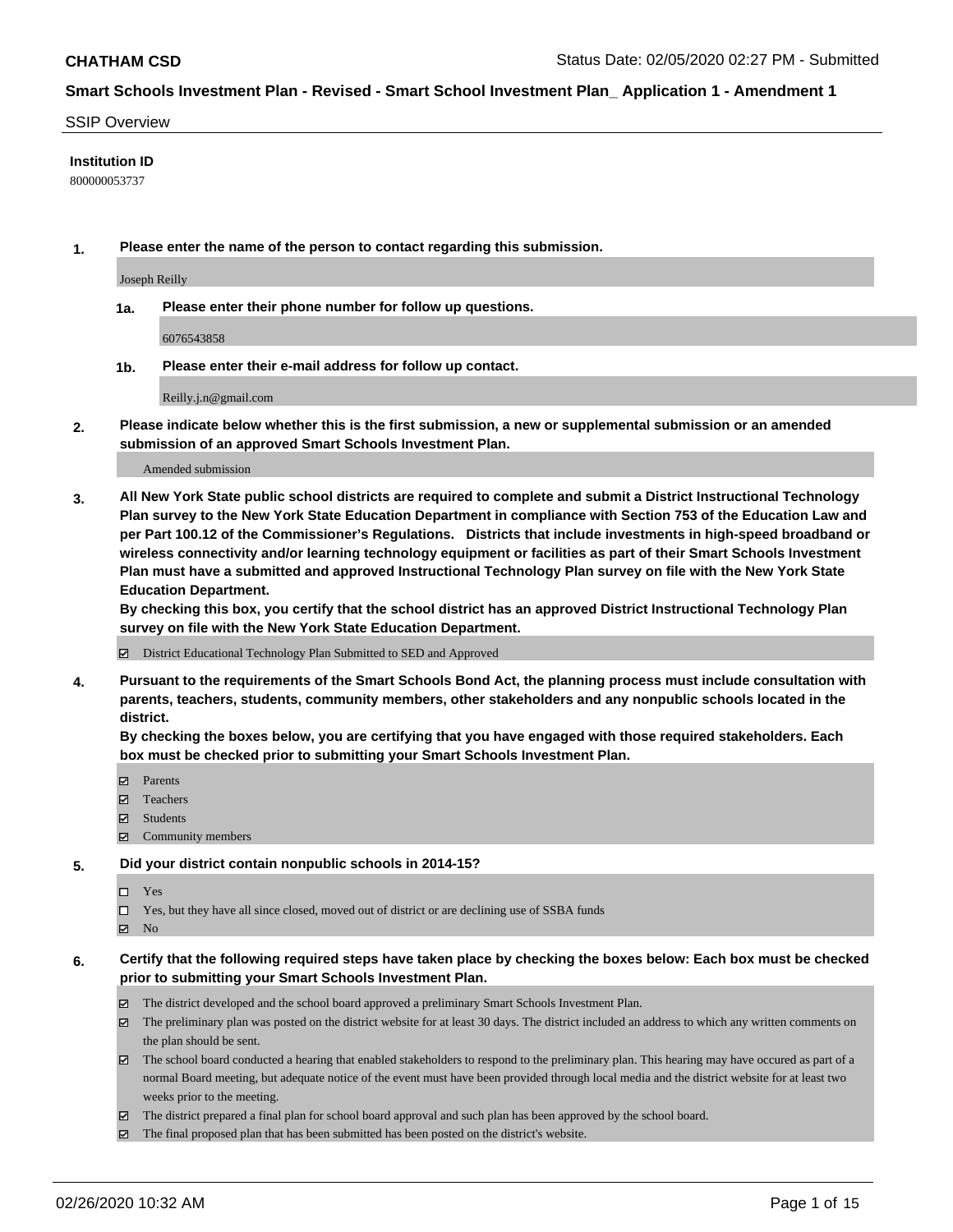**CHATHAM CSD**

Status Date: 02/05/2020 02:27 PM - Submitted

## Smart Schools Investment Plan - Revised - Smart School Investment Plan_ Application 1 - Amendment 1

SSIP Overview

**Institution ID**

800000053737

**1. Please enter the name of the person to contact regarding this submission.**

Joseph Reilly

**1a. Please enter their phone number for follow up questions.**

6076543858

**1b. Please enter their e-mail address for follow up contact.**

Reilly.j.n@gmail.com

**2. Please indicate below whether this is the first submission, a new or supplemental submission or an amended submission of an approved Smart Schools Investment Plan.**

Amended submission

**3. All New York State public school districts are required to complete and submit a District Instructional Technology Plan survey to the New York State Education Department in compliance with Section 753 of the Education Law and per Part 100.12 of the Commissioner's Regulations. Districts that include investments in high-speed broadband or wireless connectivity and/or learning technology equipment or facilities as part of their Smart Schools Investment Plan must have a submitted and approved Instructional Technology Plan survey on file with the New York State Education Department.**

**By checking this box, you certify that the school district has an approved District Instructional Technology Plan survey on file with the New York State Education Department.**

☑ District Educational Technology Plan Submitted to SED and Approved

**4. Pursuant to the requirements of the Smart Schools Bond Act, the planning process must include consultation with parents, teachers, students, community members, other stakeholders and any nonpublic schools located in the district.**

**By checking the boxes below, you are certifying that you have engaged with those required stakeholders. Each box must be checked prior to submitting your Smart Schools Investment Plan.**

- ☑ Parents
- ☑ Teachers
- ☑ Students
- ☑ Community members

**5. Did your district contain nonpublic schools in 2014-15?**

- ☐ Yes
- ☐ Yes, but they have all since closed, moved out of district or are declining use of SSBA funds
- ☑ No

**6. Certify that the following required steps have taken place by checking the boxes below: Each box must be checked prior to submitting your Smart Schools Investment Plan.**

- ☑ The district developed and the school board approved a preliminary Smart Schools Investment Plan.
- ☑ The preliminary plan was posted on the district website for at least 30 days. The district included an address to which any written comments on the plan should be sent.
- ☑ The school board conducted a hearing that enabled stakeholders to respond to the preliminary plan. This hearing may have occured as part of a normal Board meeting, but adequate notice of the event must have been provided through local media and the district website for at least two weeks prior to the meeting.
- ☑ The district prepared a final plan for school board approval and such plan has been approved by the school board.
- ☑ The final proposed plan that has been submitted has been posted on the district's website.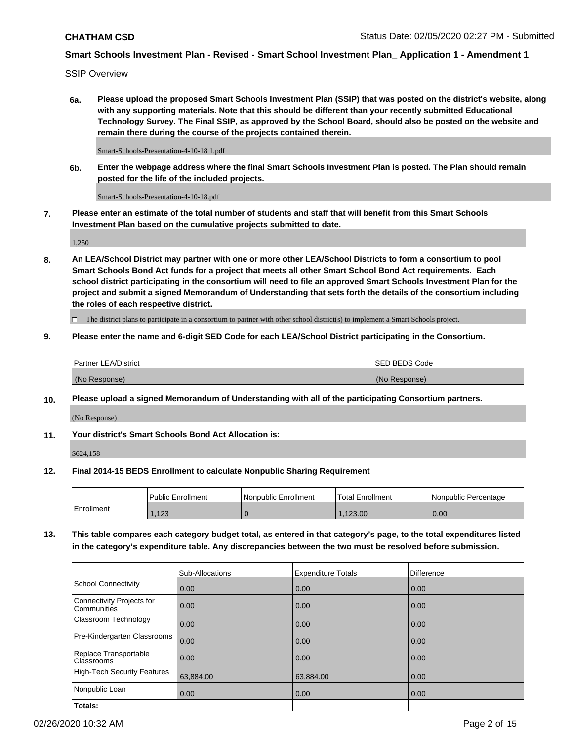SSIP Overview

**6a. Please upload the proposed Smart Schools Investment Plan (SSIP) that was posted on the district's website, along with any supporting materials. Note that this should be different than your recently submitted Educational Technology Survey. The Final SSIP, as approved by the School Board, should also be posted on the website and remain there during the course of the projects contained therein.**

Smart-Schools-Presentation-4-10-18 1.pdf

**6b. Enter the webpage address where the final Smart Schools Investment Plan is posted. The Plan should remain posted for the life of the included projects.**

Smart-Schools-Presentation-4-10-18.pdf

**7. Please enter an estimate of the total number of students and staff that will benefit from this Smart Schools Investment Plan based on the cumulative projects submitted to date.**

1,250

**8. An LEA/School District may partner with one or more other LEA/School Districts to form a consortium to pool Smart Schools Bond Act funds for a project that meets all other Smart School Bond Act requirements. Each school district participating in the consortium will need to file an approved Smart Schools Investment Plan for the project and submit a signed Memorandum of Understanding that sets forth the details of the consortium including the roles of each respective district.**

☐ The district plans to participate in a consortium to partner with other school district(s) to implement a Smart Schools project.

**9. Please enter the name and 6-digit SED Code for each LEA/School District participating in the Consortium.**

| Partner LEA/District | SED BEDS Code |
| --- | --- |
| (No Response) | (No Response) |

**10. Please upload a signed Memorandum of Understanding with all of the participating Consortium partners.**

(No Response)

**11. Your district's Smart Schools Bond Act Allocation is:**

$624,158

**12. Final 2014-15 BEDS Enrollment to calculate Nonpublic Sharing Requirement**

| | Public Enrollment | Nonpublic Enrollment | Total Enrollment | Nonpublic Percentage |
| --- | --- | --- | --- | --- |
| Enrollment | 1,123 | 0 | 1,123.00 | 0.00 |

**13. This table compares each category budget total, as entered in that category's page, to the total expenditures listed in the category's expenditure table. Any discrepancies between the two must be resolved before submission.**

| | Sub-Allocations | Expenditure Totals | Difference |
| --- | --- | --- | --- |
| School Connectivity | 0.00 | 0.00 | 0.00 |
| Connectivity Projects for Communities | 0.00 | 0.00 | 0.00 |
| Classroom Technology | 0.00 | 0.00 | 0.00 |
| Pre-Kindergarten Classrooms | 0.00 | 0.00 | 0.00 |
| Replace Transportable Classrooms | 0.00 | 0.00 | 0.00 |
| High-Tech Security Features | 63,884.00 | 63,884.00 | 0.00 |
| Nonpublic Loan | 0.00 | 0.00 | 0.00 |
| **Totals:** | | | |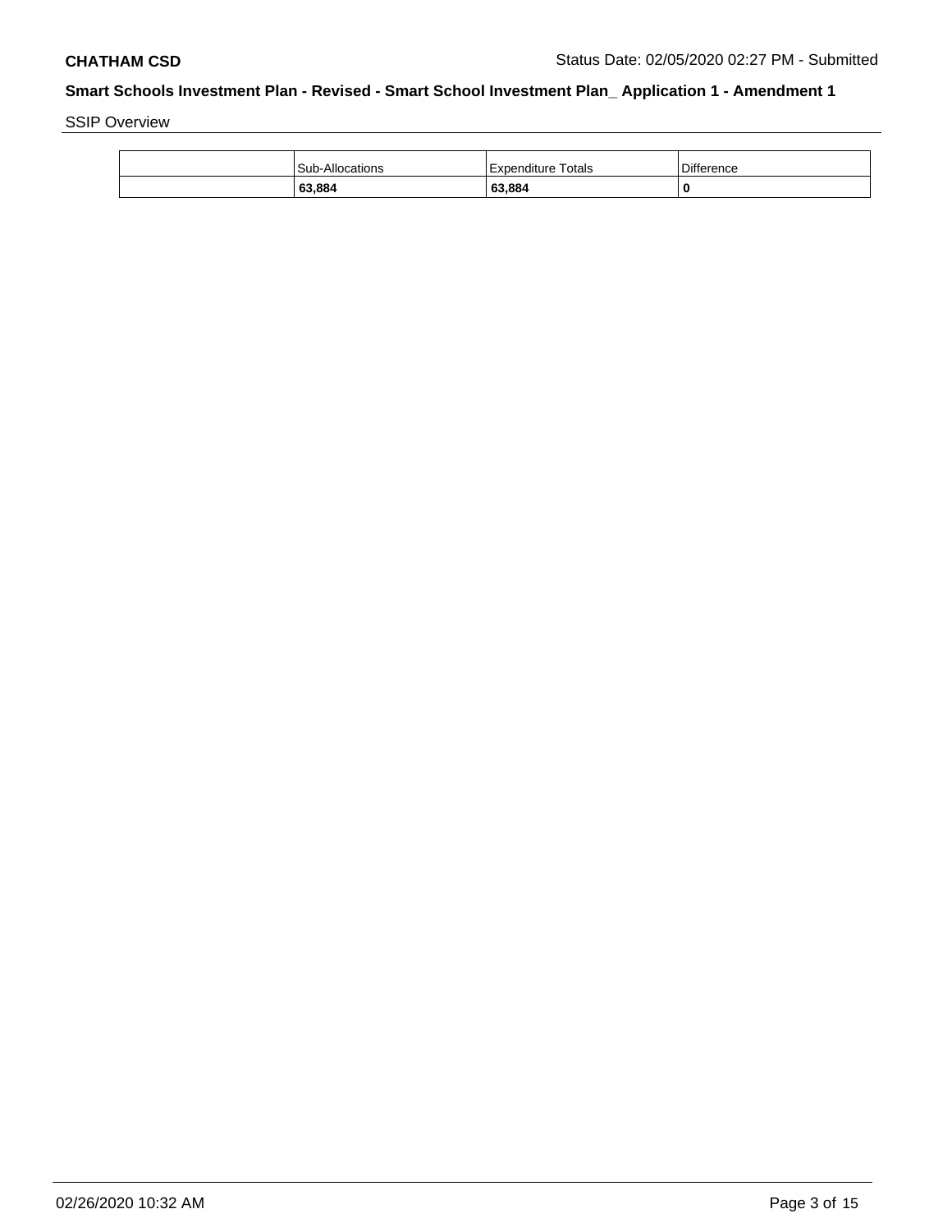SSIP Overview

| | Sub-Allocations | Expenditure Totals | Difference |
|---|---|---|---|
| | **63,884** | **63,884** | **0** |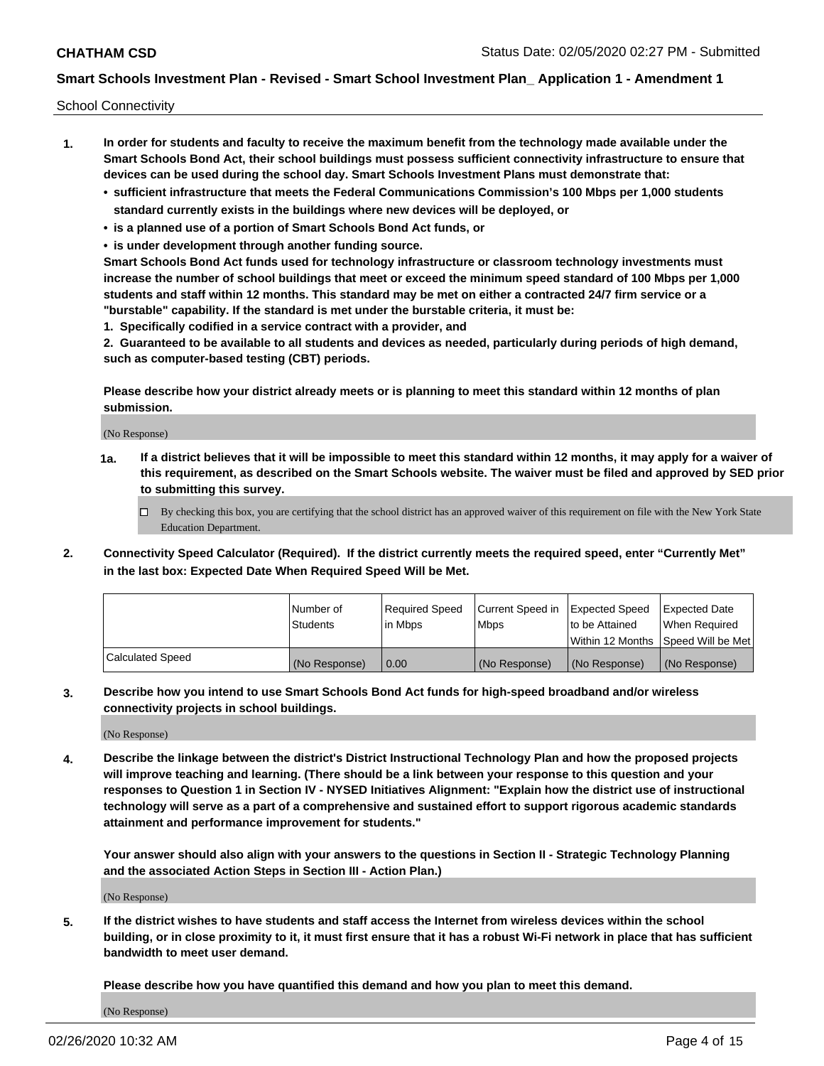School Connectivity

1. **In order for students and faculty to receive the maximum benefit from the technology made available under the Smart Schools Bond Act, their school buildings must possess sufficient connectivity infrastructure to ensure that devices can be used during the school day. Smart Schools Investment Plans must demonstrate that:**
   - **sufficient infrastructure that meets the Federal Communications Commission's 100 Mbps per 1,000 students standard currently exists in the buildings where new devices will be deployed, or**
   - **is a planned use of a portion of Smart Schools Bond Act funds, or**
   - **is under development through another funding source.**

   **Smart Schools Bond Act funds used for technology infrastructure or classroom technology investments must increase the number of school buildings that meet or exceed the minimum speed standard of 100 Mbps per 1,000 students and staff within 12 months. This standard may be met on either a contracted 24/7 firm service or a "burstable" capability. If the standard is met under the burstable criteria, it must be:**

   **1. Specifically codified in a service contract with a provider, and**

   **2. Guaranteed to be available to all students and devices as needed, particularly during periods of high demand, such as computer-based testing (CBT) periods.**

   **Please describe how your district already meets or is planning to meet this standard within 12 months of plan submission.**

   (No Response)

   **1a. If a district believes that it will be impossible to meet this standard within 12 months, it may apply for a waiver of this requirement, as described on the Smart Schools website. The waiver must be filed and approved by SED prior to submitting this survey.**

   ☐ By checking this box, you are certifying that the school district has an approved waiver of this requirement on file with the New York State Education Department.

2. **Connectivity Speed Calculator (Required). If the district currently meets the required speed, enter "Currently Met" in the last box: Expected Date When Required Speed Will be Met.**

| | Number of Students | Required Speed in Mbps | Current Speed in Mbps | Expected Speed to be Attained Within 12 Months | Expected Date When Required Speed Will be Met |
|---|---|---|---|---|---|
| Calculated Speed | (No Response) | 0.00 | (No Response) | (No Response) | (No Response) |

3. **Describe how you intend to use Smart Schools Bond Act funds for high-speed broadband and/or wireless connectivity projects in school buildings.**

   (No Response)

4. **Describe the linkage between the district's District Instructional Technology Plan and how the proposed projects will improve teaching and learning. (There should be a link between your response to this question and your responses to Question 1 in Section IV - NYSED Initiatives Alignment: "Explain how the district use of instructional technology will serve as a part of a comprehensive and sustained effort to support rigorous academic standards attainment and performance improvement for students."**

   **Your answer should also align with your answers to the questions in Section II - Strategic Technology Planning and the associated Action Steps in Section III - Action Plan.)**

   (No Response)

5. **If the district wishes to have students and staff access the Internet from wireless devices within the school building, or in close proximity to it, it must first ensure that it has a robust Wi-Fi network in place that has sufficient bandwidth to meet user demand.**

   **Please describe how you have quantified this demand and how you plan to meet this demand.**

   (No Response)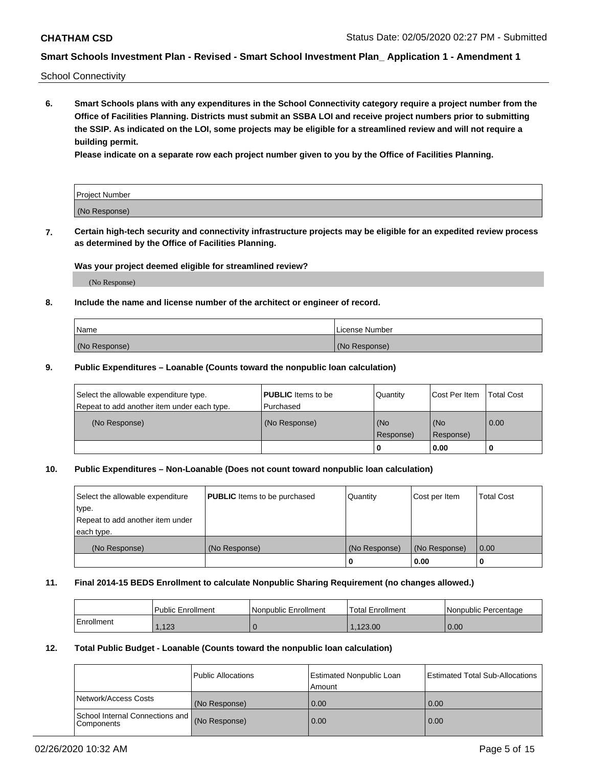School Connectivity

**6. Smart Schools plans with any expenditures in the School Connectivity category require a project number from the Office of Facilities Planning. Districts must submit an SSBA LOI and receive project numbers prior to submitting the SSIP. As indicated on the LOI, some projects may be eligible for a streamlined review and will not require a building permit.**

**Please indicate on a separate row each project number given to you by the Office of Facilities Planning.**

| Project Number |
|---|
| (No Response) |

**7. Certain high-tech security and connectivity infrastructure projects may be eligible for an expedited review process as determined by the Office of Facilities Planning.**

**Was your project deemed eligible for streamlined review?**

(No Response)

**8. Include the name and license number of the architect or engineer of record.**

| Name | License Number |
|---|---|
| (No Response) | (No Response) |

**9. Public Expenditures – Loanable (Counts toward the nonpublic loan calculation)**

| Select the allowable expenditure type. Repeat to add another item under each type. | **PUBLIC** Items to be Purchased | Quantity | Cost Per Item | Total Cost |
|---|---|---|---|---|
| (No Response) | (No Response) | (No Response) | (No Response) | 0.00 |
| | | 0 | 0.00 | 0 |

**10. Public Expenditures – Non-Loanable (Does not count toward nonpublic loan calculation)**

| Select the allowable expenditure type. Repeat to add another item under each type. | **PUBLIC** Items to be purchased | Quantity | Cost per Item | Total Cost |
|---|---|---|---|---|
| (No Response) | (No Response) | (No Response) | (No Response) | 0.00 |
| | | 0 | 0.00 | 0 |

**11. Final 2014-15 BEDS Enrollment to calculate Nonpublic Sharing Requirement (no changes allowed.)**

| | Public Enrollment | Nonpublic Enrollment | Total Enrollment | Nonpublic Percentage |
|---|---|---|---|---|
| Enrollment | 1,123 | 0 | 1,123.00 | 0.00 |

**12. Total Public Budget - Loanable (Counts toward the nonpublic loan calculation)**

| | Public Allocations | Estimated Nonpublic Loan Amount | Estimated Total Sub-Allocations |
|---|---|---|---|
| Network/Access Costs | (No Response) | 0.00 | 0.00 |
| School Internal Connections and Components | (No Response) | 0.00 | 0.00 |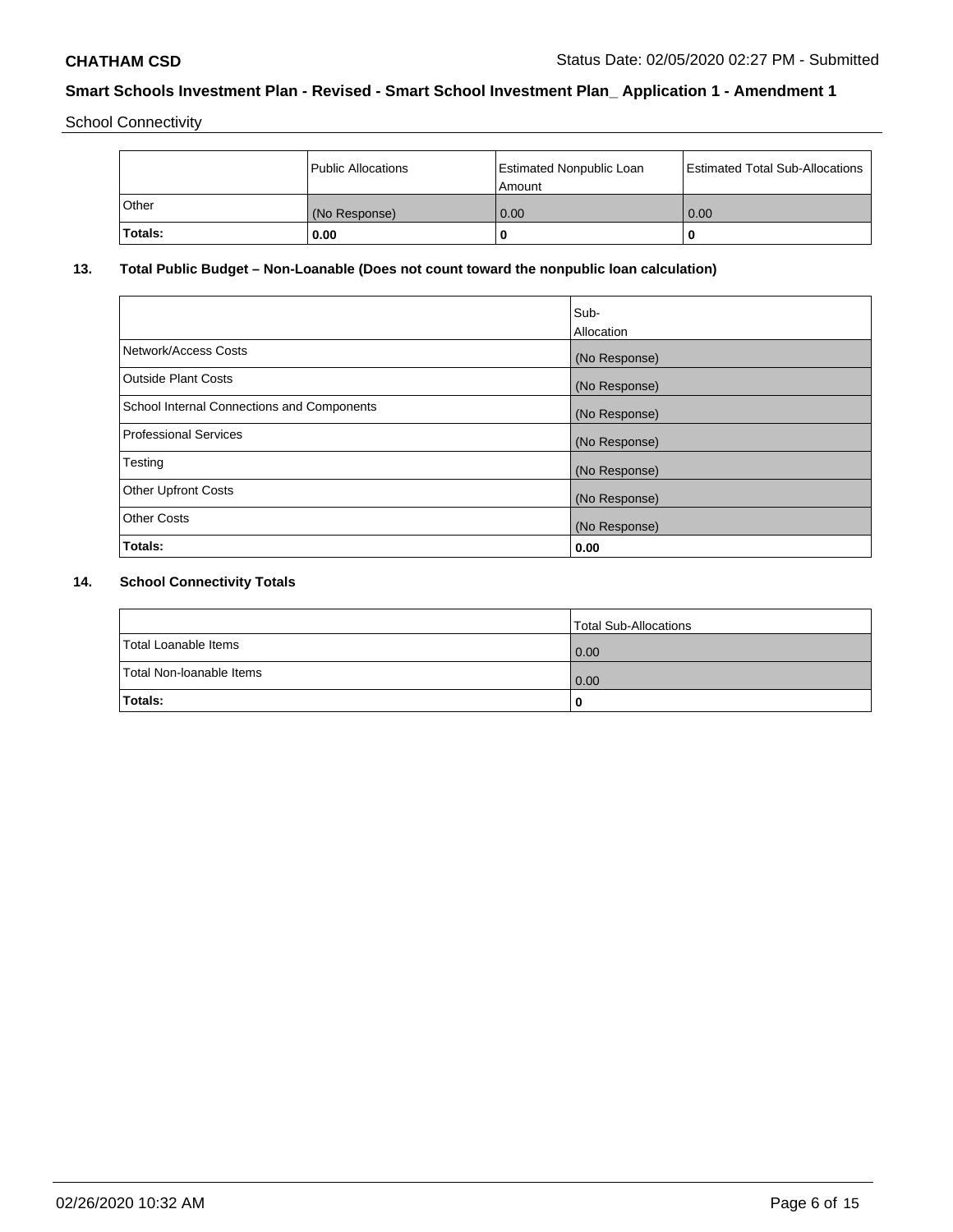School Connectivity

| | Public Allocations | Estimated Nonpublic Loan Amount | Estimated Total Sub-Allocations |
|---|---|---|---|
| Other | (No Response) | 0.00 | 0.00 |
| **Totals:** | **0.00** | **0** | **0** |

## 13. Total Public Budget – Non-Loanable (Does not count toward the nonpublic loan calculation)

| | Sub-Allocation |
|---|---|
| Network/Access Costs | (No Response) |
| Outside Plant Costs | (No Response) |
| School Internal Connections and Components | (No Response) |
| Professional Services | (No Response) |
| Testing | (No Response) |
| Other Upfront Costs | (No Response) |
| Other Costs | (No Response) |
| **Totals:** | **0.00** |

## 14. School Connectivity Totals

| | Total Sub-Allocations |
|---|---|
| Total Loanable Items | 0.00 |
| Total Non-loanable Items | 0.00 |
| **Totals:** | **0** |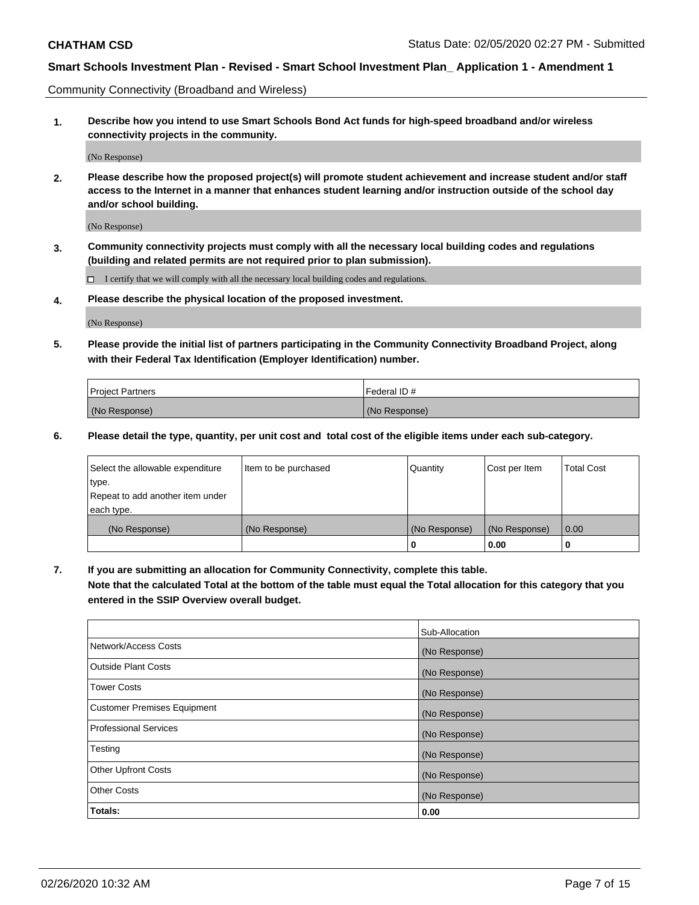Community Connectivity (Broadband and Wireless)

**1. Describe how you intend to use Smart Schools Bond Act funds for high-speed broadband and/or wireless connectivity projects in the community.**

(No Response)

**2. Please describe how the proposed project(s) will promote student achievement and increase student and/or staff access to the Internet in a manner that enhances student learning and/or instruction outside of the school day and/or school building.**

(No Response)

**3. Community connectivity projects must comply with all the necessary local building codes and regulations (building and related permits are not required prior to plan submission).**

☐ I certify that we will comply with all the necessary local building codes and regulations.

**4. Please describe the physical location of the proposed investment.**

(No Response)

**5. Please provide the initial list of partners participating in the Community Connectivity Broadband Project, along with their Federal Tax Identification (Employer Identification) number.**

| Project Partners | Federal ID # |
| --- | --- |
| (No Response) | (No Response) |

**6. Please detail the type, quantity, per unit cost and total cost of the eligible items under each sub-category.**

| Select the allowable expenditure type. Repeat to add another item under each type. | Item to be purchased | Quantity | Cost per Item | Total Cost |
| --- | --- | --- | --- | --- |
| (No Response) | (No Response) | (No Response) | (No Response) | 0.00 |
| | | 0 | 0.00 | 0 |

**7. If you are submitting an allocation for Community Connectivity, complete this table. Note that the calculated Total at the bottom of the table must equal the Total allocation for this category that you entered in the SSIP Overview overall budget.**

| | Sub-Allocation |
| --- | --- |
| Network/Access Costs | (No Response) |
| Outside Plant Costs | (No Response) |
| Tower Costs | (No Response) |
| Customer Premises Equipment | (No Response) |
| Professional Services | (No Response) |
| Testing | (No Response) |
| Other Upfront Costs | (No Response) |
| Other Costs | (No Response) |
| **Totals:** | **0.00** |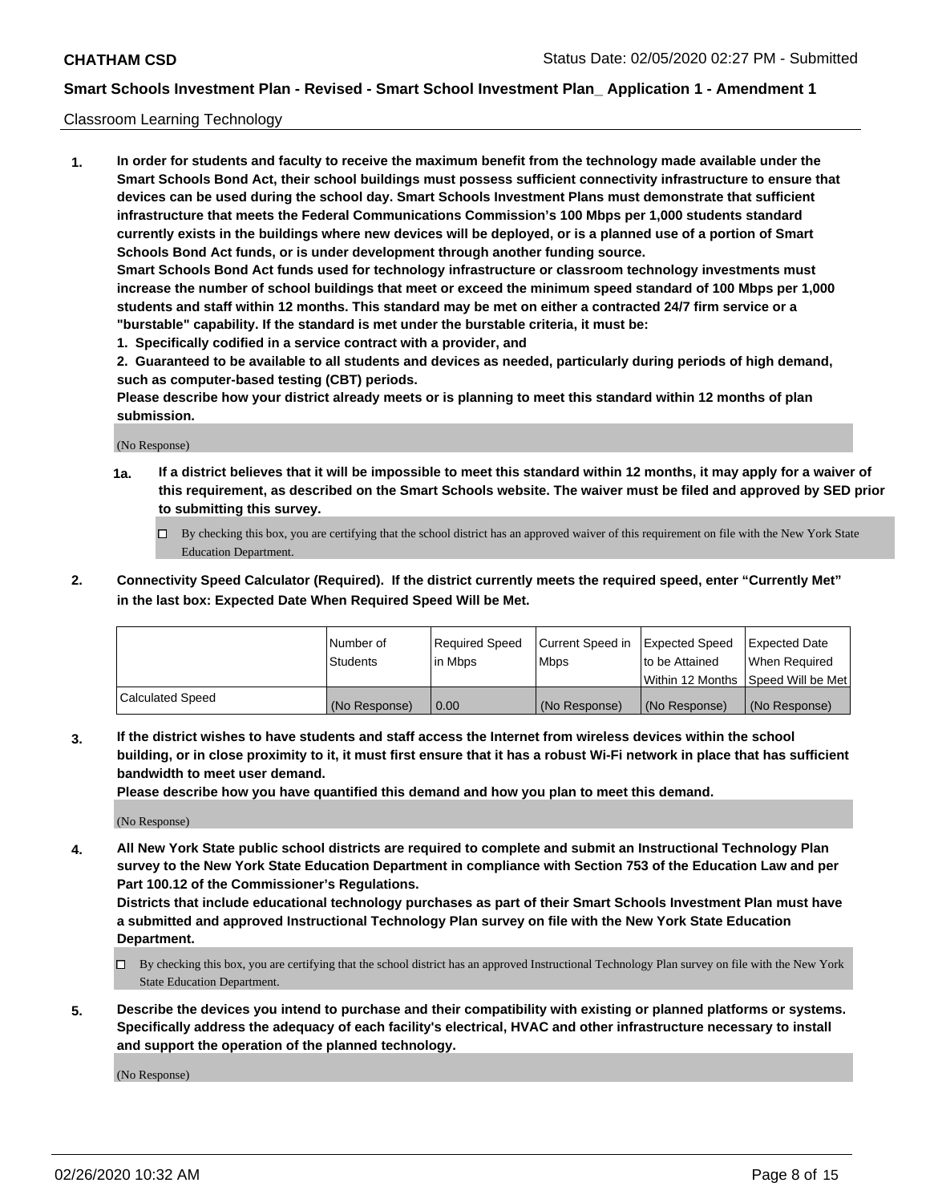Classroom Learning Technology

**1. In order for students and faculty to receive the maximum benefit from the technology made available under the Smart Schools Bond Act, their school buildings must possess sufficient connectivity infrastructure to ensure that devices can be used during the school day. Smart Schools Investment Plans must demonstrate that sufficient infrastructure that meets the Federal Communications Commission's 100 Mbps per 1,000 students standard currently exists in the buildings where new devices will be deployed, or is a planned use of a portion of Smart Schools Bond Act funds, or is under development through another funding source.**

**Smart Schools Bond Act funds used for technology infrastructure or classroom technology investments must increase the number of school buildings that meet or exceed the minimum speed standard of 100 Mbps per 1,000 students and staff within 12 months. This standard may be met on either a contracted 24/7 firm service or a "burstable" capability. If the standard is met under the burstable criteria, it must be:**

**1. Specifically codified in a service contract with a provider, and**

**2. Guaranteed to be available to all students and devices as needed, particularly during periods of high demand, such as computer-based testing (CBT) periods.**

**Please describe how your district already meets or is planning to meet this standard within 12 months of plan submission.**

(No Response)

**1a. If a district believes that it will be impossible to meet this standard within 12 months, it may apply for a waiver of this requirement, as described on the Smart Schools website. The waiver must be filed and approved by SED prior to submitting this survey.**

☐ By checking this box, you are certifying that the school district has an approved waiver of this requirement on file with the New York State Education Department.

**2. Connectivity Speed Calculator (Required). If the district currently meets the required speed, enter "Currently Met" in the last box: Expected Date When Required Speed Will be Met.**

| | Number of Students | Required Speed in Mbps | Current Speed in Mbps | Expected Speed to be Attained Within 12 Months | Expected Date When Required Speed Will be Met |
|---|---|---|---|---|---|
| Calculated Speed | (No Response) | 0.00 | (No Response) | (No Response) | (No Response) |

**3. If the district wishes to have students and staff access the Internet from wireless devices within the school building, or in close proximity to it, it must first ensure that it has a robust Wi-Fi network in place that has sufficient bandwidth to meet user demand.**

**Please describe how you have quantified this demand and how you plan to meet this demand.**

(No Response)

**4. All New York State public school districts are required to complete and submit an Instructional Technology Plan survey to the New York State Education Department in compliance with Section 753 of the Education Law and per Part 100.12 of the Commissioner's Regulations.**

**Districts that include educational technology purchases as part of their Smart Schools Investment Plan must have a submitted and approved Instructional Technology Plan survey on file with the New York State Education Department.**

☐ By checking this box, you are certifying that the school district has an approved Instructional Technology Plan survey on file with the New York State Education Department.

**5. Describe the devices you intend to purchase and their compatibility with existing or planned platforms or systems. Specifically address the adequacy of each facility's electrical, HVAC and other infrastructure necessary to install and support the operation of the planned technology.**

(No Response)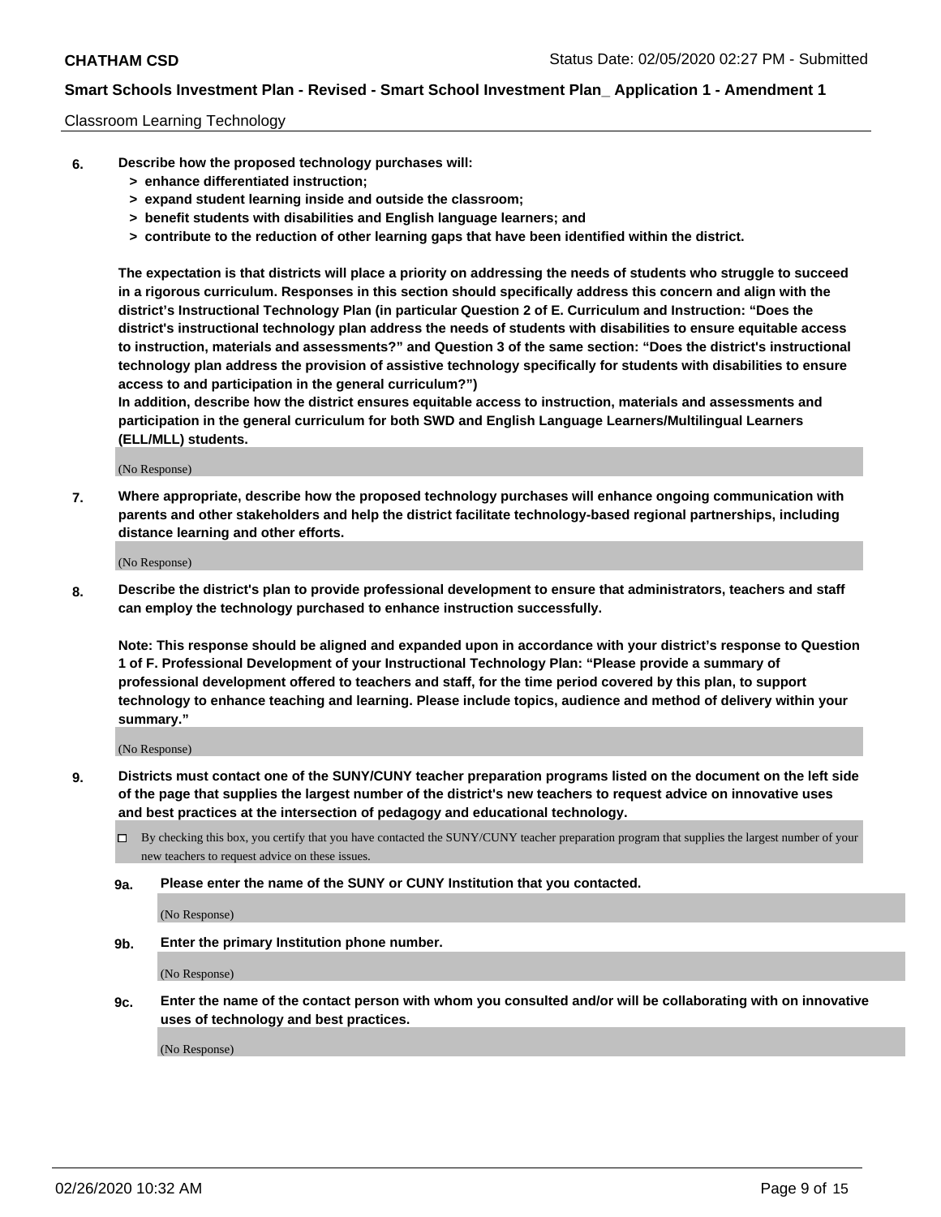Classroom Learning Technology

**6. Describe how the proposed technology purchases will:**
  **> enhance differentiated instruction;**
  **> expand student learning inside and outside the classroom;**
  **> benefit students with disabilities and English language learners; and**
  **> contribute to the reduction of other learning gaps that have been identified within the district.**

**The expectation is that districts will place a priority on addressing the needs of students who struggle to succeed in a rigorous curriculum. Responses in this section should specifically address this concern and align with the district's Instructional Technology Plan (in particular Question 2 of E. Curriculum and Instruction: "Does the district's instructional technology plan address the needs of students with disabilities to ensure equitable access to instruction, materials and assessments?" and Question 3 of the same section: "Does the district's instructional technology plan address the provision of assistive technology specifically for students with disabilities to ensure access to and participation in the general curriculum?")**
**In addition, describe how the district ensures equitable access to instruction, materials and assessments and participation in the general curriculum for both SWD and English Language Learners/Multilingual Learners (ELL/MLL) students.**

(No Response)

**7. Where appropriate, describe how the proposed technology purchases will enhance ongoing communication with parents and other stakeholders and help the district facilitate technology-based regional partnerships, including distance learning and other efforts.**

(No Response)

**8. Describe the district's plan to provide professional development to ensure that administrators, teachers and staff can employ the technology purchased to enhance instruction successfully.**

**Note: This response should be aligned and expanded upon in accordance with your district's response to Question 1 of F. Professional Development of your Instructional Technology Plan: "Please provide a summary of professional development offered to teachers and staff, for the time period covered by this plan, to support technology to enhance teaching and learning. Please include topics, audience and method of delivery within your summary."**

(No Response)

**9. Districts must contact one of the SUNY/CUNY teacher preparation programs listed on the document on the left side of the page that supplies the largest number of the district's new teachers to request advice on innovative uses and best practices at the intersection of pedagogy and educational technology.**

☐ By checking this box, you certify that you have contacted the SUNY/CUNY teacher preparation program that supplies the largest number of your new teachers to request advice on these issues.

**9a. Please enter the name of the SUNY or CUNY Institution that you contacted.**

(No Response)

**9b. Enter the primary Institution phone number.**

(No Response)

**9c. Enter the name of the contact person with whom you consulted and/or will be collaborating with on innovative uses of technology and best practices.**

(No Response)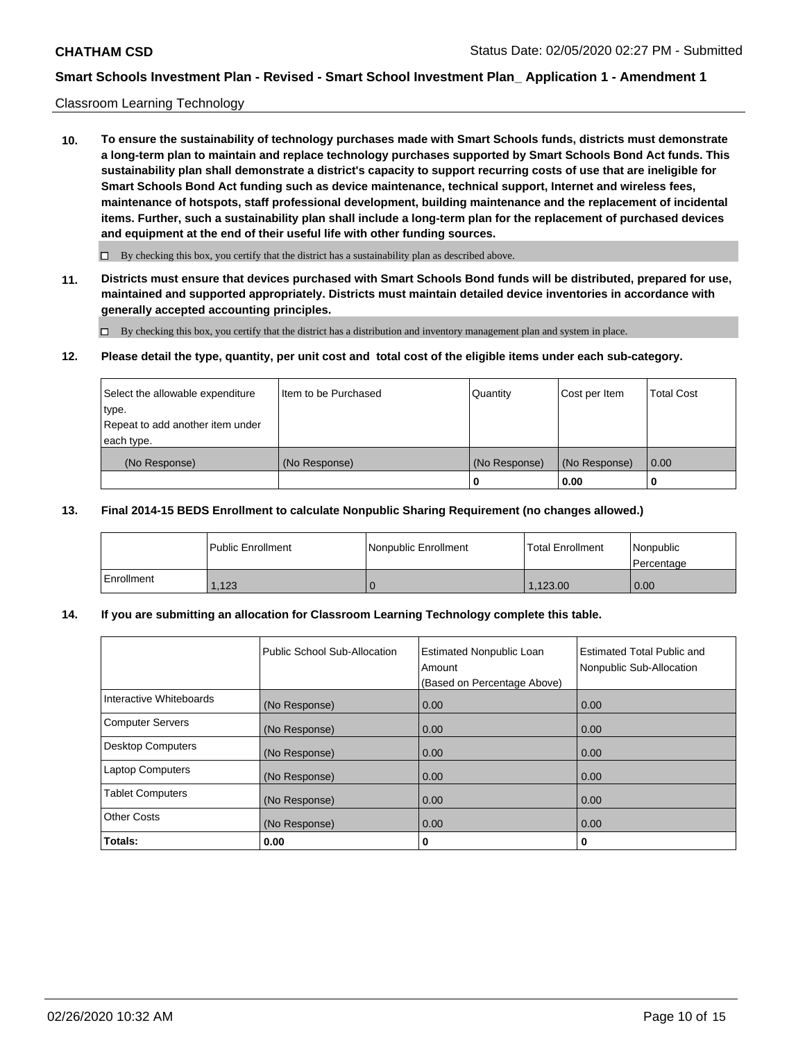Classroom Learning Technology

**10. To ensure the sustainability of technology purchases made with Smart Schools funds, districts must demonstrate a long-term plan to maintain and replace technology purchases supported by Smart Schools Bond Act funds. This sustainability plan shall demonstrate a district's capacity to support recurring costs of use that are ineligible for Smart Schools Bond Act funding such as device maintenance, technical support, Internet and wireless fees, maintenance of hotspots, staff professional development, building maintenance and the replacement of incidental items. Further, such a sustainability plan shall include a long-term plan for the replacement of purchased devices and equipment at the end of their useful life with other funding sources.**

☐ By checking this box, you certify that the district has a sustainability plan as described above.

**11. Districts must ensure that devices purchased with Smart Schools Bond funds will be distributed, prepared for use, maintained and supported appropriately. Districts must maintain detailed device inventories in accordance with generally accepted accounting principles.**

☐ By checking this box, you certify that the district has a distribution and inventory management plan and system in place.

**12. Please detail the type, quantity, per unit cost and total cost of the eligible items under each sub-category.**

| Select the allowable expenditure type. Repeat to add another item under each type. | Item to be Purchased | Quantity | Cost per Item | Total Cost |
|---|---|---|---|---|
| (No Response) | (No Response) | (No Response) | (No Response) | 0.00 |
| | | 0 | 0.00 | 0 |

**13. Final 2014-15 BEDS Enrollment to calculate Nonpublic Sharing Requirement (no changes allowed.)**

| | Public Enrollment | Nonpublic Enrollment | Total Enrollment | Nonpublic Percentage |
|---|---|---|---|---|
| Enrollment | 1,123 | 0 | 1,123.00 | 0.00 |

**14. If you are submitting an allocation for Classroom Learning Technology complete this table.**

| | Public School Sub-Allocation | Estimated Nonpublic Loan Amount (Based on Percentage Above) | Estimated Total Public and Nonpublic Sub-Allocation |
|---|---|---|---|
| Interactive Whiteboards | (No Response) | 0.00 | 0.00 |
| Computer Servers | (No Response) | 0.00 | 0.00 |
| Desktop Computers | (No Response) | 0.00 | 0.00 |
| Laptop Computers | (No Response) | 0.00 | 0.00 |
| Tablet Computers | (No Response) | 0.00 | 0.00 |
| Other Costs | (No Response) | 0.00 | 0.00 |
| **Totals:** | **0.00** | **0** | **0** |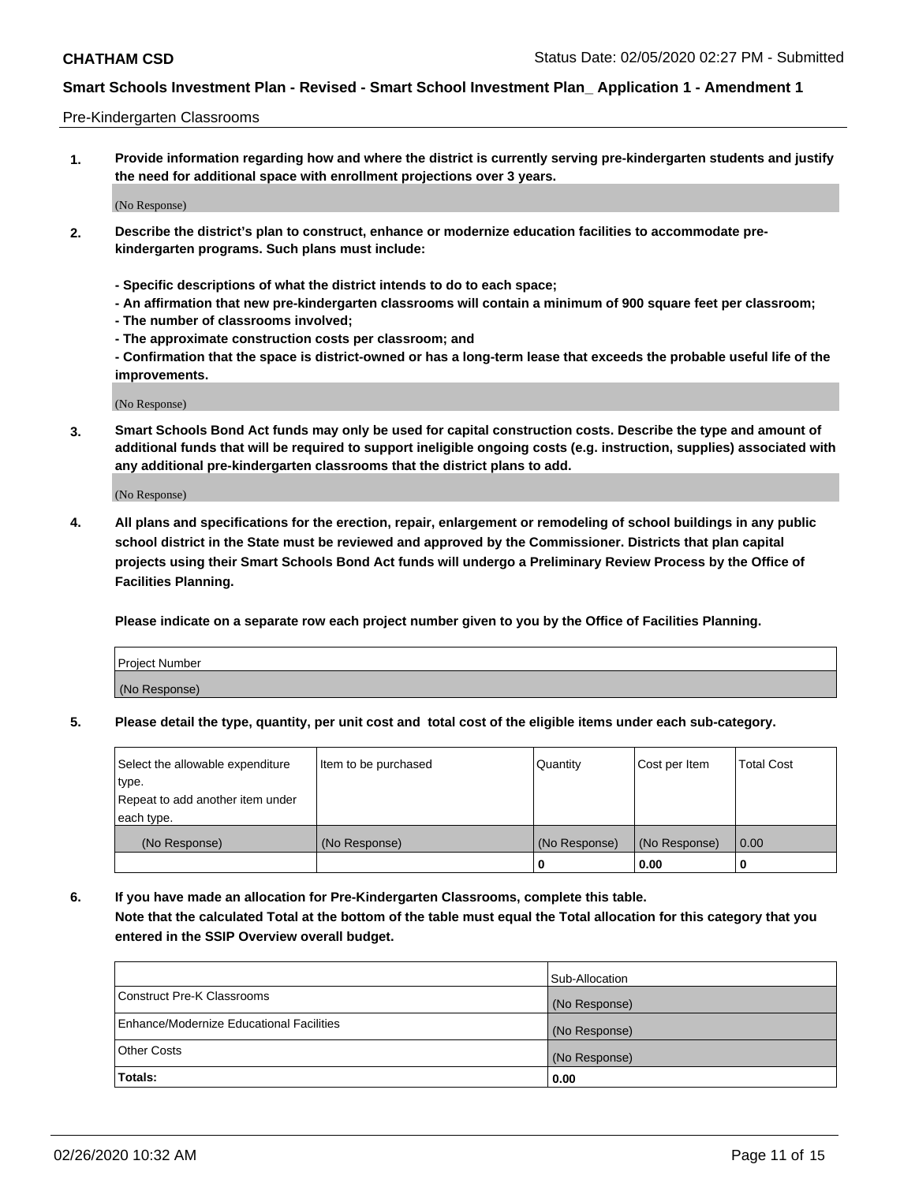Pre-Kindergarten Classrooms

**1. Provide information regarding how and where the district is currently serving pre-kindergarten students and justify the need for additional space with enrollment projections over 3 years.**

(No Response)

**2. Describe the district's plan to construct, enhance or modernize education facilities to accommodate pre-kindergarten programs. Such plans must include:**

**- Specific descriptions of what the district intends to do to each space;**
**- An affirmation that new pre-kindergarten classrooms will contain a minimum of 900 square feet per classroom;**
**- The number of classrooms involved;**
**- The approximate construction costs per classroom; and**
**- Confirmation that the space is district-owned or has a long-term lease that exceeds the probable useful life of the improvements.**

(No Response)

**3. Smart Schools Bond Act funds may only be used for capital construction costs. Describe the type and amount of additional funds that will be required to support ineligible ongoing costs (e.g. instruction, supplies) associated with any additional pre-kindergarten classrooms that the district plans to add.**

(No Response)

**4. All plans and specifications for the erection, repair, enlargement or remodeling of school buildings in any public school district in the State must be reviewed and approved by the Commissioner. Districts that plan capital projects using their Smart Schools Bond Act funds will undergo a Preliminary Review Process by the Office of Facilities Planning.**

**Please indicate on a separate row each project number given to you by the Office of Facilities Planning.**

| Project Number |
| --- |
| (No Response) |

**5. Please detail the type, quantity, per unit cost and total cost of the eligible items under each sub-category.**

| Select the allowable expenditure type. Repeat to add another item under each type. | Item to be purchased | Quantity | Cost per Item | Total Cost |
| --- | --- | --- | --- | --- |
| (No Response) | (No Response) | (No Response) | (No Response) | 0.00 |
| | | 0 | 0.00 | 0 |

**6. If you have made an allocation for Pre-Kindergarten Classrooms, complete this table.**
**Note that the calculated Total at the bottom of the table must equal the Total allocation for this category that you entered in the SSIP Overview overall budget.**

| | Sub-Allocation |
| --- | --- |
| Construct Pre-K Classrooms | (No Response) |
| Enhance/Modernize Educational Facilities | (No Response) |
| Other Costs | (No Response) |
| **Totals:** | **0.00** |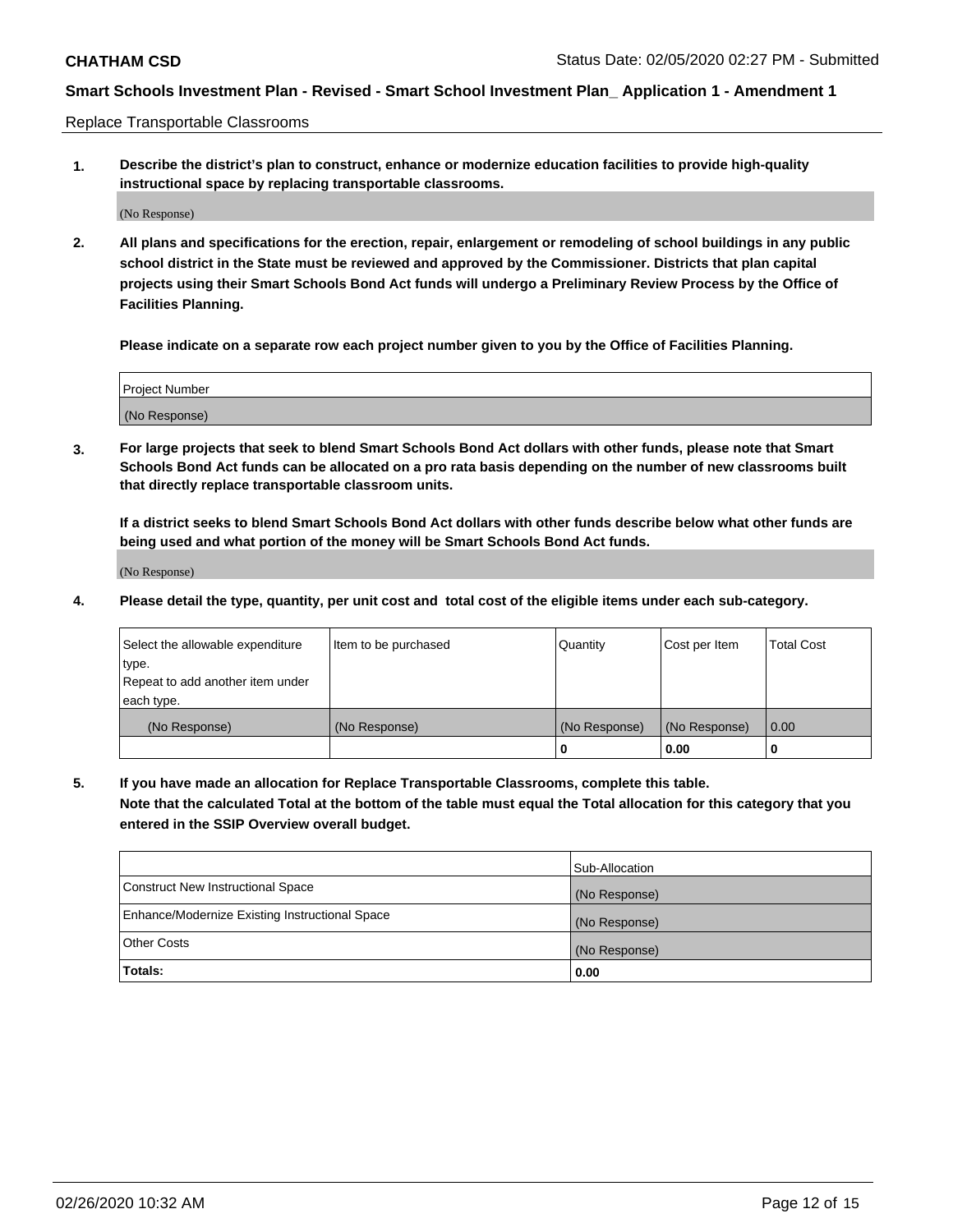## Replace Transportable Classrooms

**1. Describe the district's plan to construct, enhance or modernize education facilities to provide high-quality instructional space by replacing transportable classrooms.**

(No Response)

**2. All plans and specifications for the erection, repair, enlargement or remodeling of school buildings in any public school district in the State must be reviewed and approved by the Commissioner. Districts that plan capital projects using their Smart Schools Bond Act funds will undergo a Preliminary Review Process by the Office of Facilities Planning.**

**Please indicate on a separate row each project number given to you by the Office of Facilities Planning.**

| Project Number |
|---|
| (No Response) |

**3. For large projects that seek to blend Smart Schools Bond Act dollars with other funds, please note that Smart Schools Bond Act funds can be allocated on a pro rata basis depending on the number of new classrooms built that directly replace transportable classroom units.**

**If a district seeks to blend Smart Schools Bond Act dollars with other funds describe below what other funds are being used and what portion of the money will be Smart Schools Bond Act funds.**

(No Response)

**4. Please detail the type, quantity, per unit cost and total cost of the eligible items under each sub-category.**

| Select the allowable expenditure type. Repeat to add another item under each type. | Item to be purchased | Quantity | Cost per Item | Total Cost |
|---|---|---|---|---|
| (No Response) | (No Response) | (No Response) | (No Response) | 0.00 |
| | | 0 | 0.00 | 0 |

**5. If you have made an allocation for Replace Transportable Classrooms, complete this table. Note that the calculated Total at the bottom of the table must equal the Total allocation for this category that you entered in the SSIP Overview overall budget.**

| | Sub-Allocation |
|---|---|
| Construct New Instructional Space | (No Response) |
| Enhance/Modernize Existing Instructional Space | (No Response) |
| Other Costs | (No Response) |
| **Totals:** | **0.00** |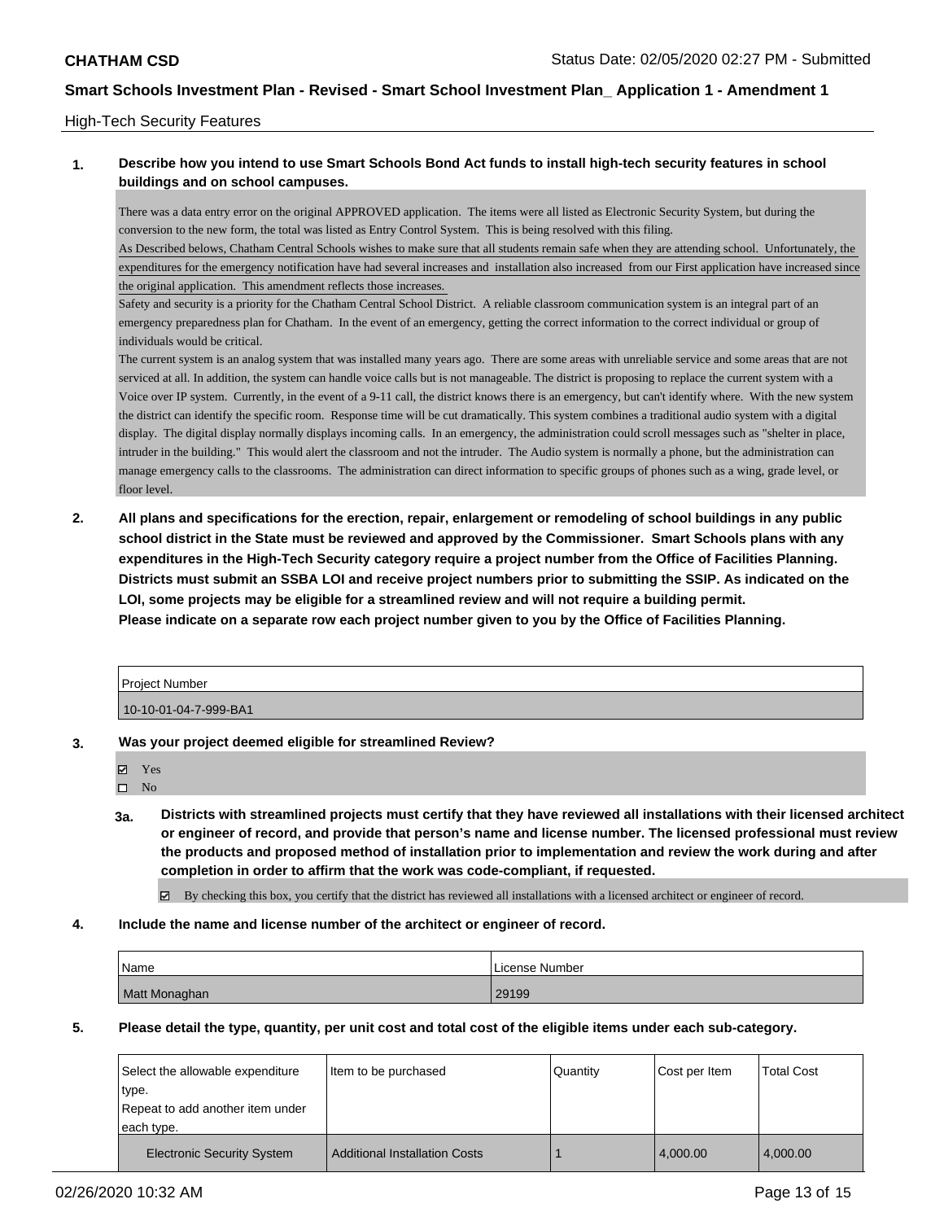**CHATHAM CSD** Status Date: 02/05/2020 02:27 PM - Submitted

**Smart Schools Investment Plan - Revised - Smart School Investment Plan_ Application 1 - Amendment 1**

High-Tech Security Features

**1. Describe how you intend to use Smart Schools Bond Act funds to install high-tech security features in school buildings and on school campuses.**

There was a data entry error on the original APPROVED application. The items were all listed as Electronic Security System, but during the conversion to the new form, the total was listed as Entry Control System. This is being resolved with this filing.

As Described belows, Chatham Central Schools wishes to make sure that all students remain safe when they are attending school. Unfortunately, the expenditures for the emergency notification have had several increases and installation also increased from our First application have increased since the original application. This amendment reflects those increases.

Safety and security is a priority for the Chatham Central School District. A reliable classroom communication system is an integral part of an emergency preparedness plan for Chatham. In the event of an emergency, getting the correct information to the correct individual or group of individuals would be critical.

The current system is an analog system that was installed many years ago. There are some areas with unreliable service and some areas that are not serviced at all. In addition, the system can handle voice calls but is not manageable. The district is proposing to replace the current system with a Voice over IP system. Currently, in the event of a 9-11 call, the district knows there is an emergency, but can't identify where. With the new system the district can identify the specific room. Response time will be cut dramatically. This system combines a traditional audio system with a digital display. The digital display normally displays incoming calls. In an emergency, the administration could scroll messages such as "shelter in place, intruder in the building." This would alert the classroom and not the intruder. The Audio system is normally a phone, but the administration can manage emergency calls to the classrooms. The administration can direct information to specific groups of phones such as a wing, grade level, or floor level.

**2. All plans and specifications for the erection, repair, enlargement or remodeling of school buildings in any public school district in the State must be reviewed and approved by the Commissioner. Smart Schools plans with any expenditures in the High-Tech Security category require a project number from the Office of Facilities Planning. Districts must submit an SSBA LOI and receive project numbers prior to submitting the SSIP. As indicated on the LOI, some projects may be eligible for a streamlined review and will not require a building permit. Please indicate on a separate row each project number given to you by the Office of Facilities Planning.**

| Project Number |
|---|
| 10-10-01-04-7-999-BA1 |

**3. Was your project deemed eligible for streamlined Review?**

- ☑ Yes
- ☐ No

**3a. Districts with streamlined projects must certify that they have reviewed all installations with their licensed architect or engineer of record, and provide that person's name and license number. The licensed professional must review the products and proposed method of installation prior to implementation and review the work during and after completion in order to affirm that the work was code-compliant, if requested.**

☑ By checking this box, you certify that the district has reviewed all installations with a licensed architect or engineer of record.

**4. Include the name and license number of the architect or engineer of record.**

| Name | License Number |
|---|---|
| Matt Monaghan | 29199 |

**5. Please detail the type, quantity, per unit cost and total cost of the eligible items under each sub-category.**

| Select the allowable expenditure type. Repeat to add another item under each type. | Item to be purchased | Quantity | Cost per Item | Total Cost |
|---|---|---|---|---|
| Electronic Security System | Additional Installation Costs | 1 | 4,000.00 | 4,000.00 |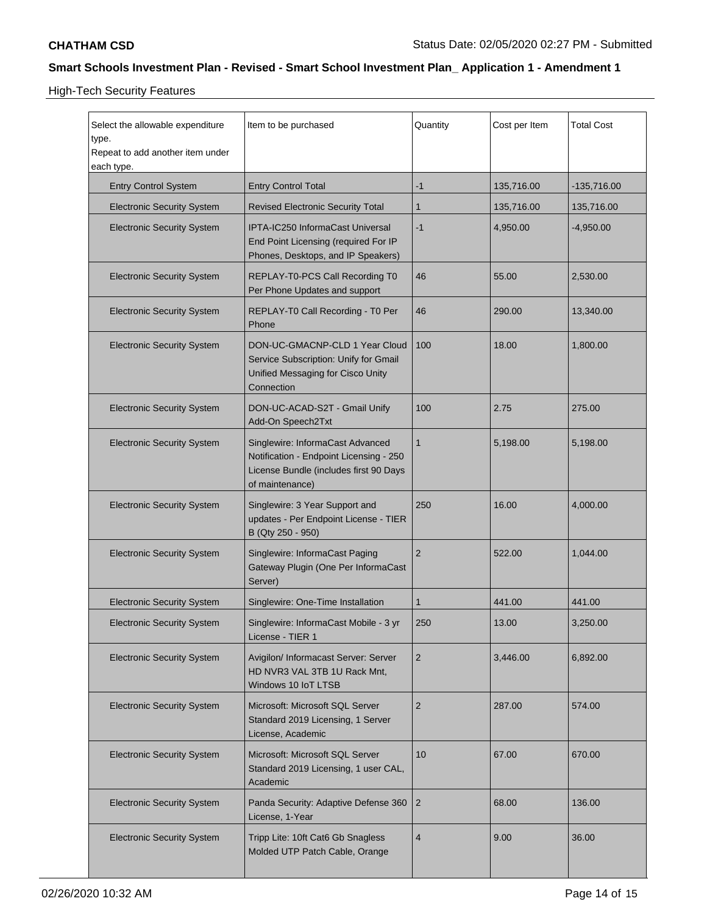**CHATHAM CSD**

## Smart Schools Investment Plan - Revised - Smart School Investment Plan_ Application 1 - Amendment 1

### High-Tech Security Features

| Select the allowable expenditure type. Repeat to add another item under each type. | Item to be purchased | Quantity | Cost per Item | Total Cost |
|---|---|---|---|---|
| Entry Control System | Entry Control Total | -1 | 135,716.00 | -135,716.00 |
| Electronic Security System | Revised Electronic Security Total | 1 | 135,716.00 | 135,716.00 |
| Electronic Security System | IPTA-IC250 InformaCast Universal End Point Licensing (required For IP Phones, Desktops, and IP Speakers) | -1 | 4,950.00 | -4,950.00 |
| Electronic Security System | REPLAY-T0-PCS Call Recording T0 Per Phone Updates and support | 46 | 55.00 | 2,530.00 |
| Electronic Security System | REPLAY-T0 Call Recording - T0 Per Phone | 46 | 290.00 | 13,340.00 |
| Electronic Security System | DON-UC-GMACNP-CLD 1 Year Cloud Service Subscription: Unify for Gmail Unified Messaging for Cisco Unity Connection | 100 | 18.00 | 1,800.00 |
| Electronic Security System | DON-UC-ACAD-S2T - Gmail Unify Add-On Speech2Txt | 100 | 2.75 | 275.00 |
| Electronic Security System | Singlewire: InformaCast Advanced Notification - Endpoint Licensing - 250 License Bundle (includes first 90 Days of maintenance) | 1 | 5,198.00 | 5,198.00 |
| Electronic Security System | Singlewire: 3 Year Support and updates - Per Endpoint License - TIER B (Qty 250 - 950) | 250 | 16.00 | 4,000.00 |
| Electronic Security System | Singlewire: InformaCast Paging Gateway Plugin (One Per InformaCast Server) | 2 | 522.00 | 1,044.00 |
| Electronic Security System | Singlewire: One-Time Installation | 1 | 441.00 | 441.00 |
| Electronic Security System | Singlewire: InformaCast Mobile - 3 yr License - TIER 1 | 250 | 13.00 | 3,250.00 |
| Electronic Security System | Avigilon/ Informacast Server: Server HD NVR3 VAL 3TB 1U Rack Mnt, Windows 10 IoT LTSB | 2 | 3,446.00 | 6,892.00 |
| Electronic Security System | Microsoft: Microsoft SQL Server Standard 2019 Licensing, 1 Server License, Academic | 2 | 287.00 | 574.00 |
| Electronic Security System | Microsoft: Microsoft SQL Server Standard 2019 Licensing, 1 user CAL, Academic | 10 | 67.00 | 670.00 |
| Electronic Security System | Panda Security: Adaptive Defense 360 License, 1-Year | 2 | 68.00 | 136.00 |
| Electronic Security System | Tripp Lite: 10ft Cat6 Gb Snagless Molded UTP Patch Cable, Orange | 4 | 9.00 | 36.00 |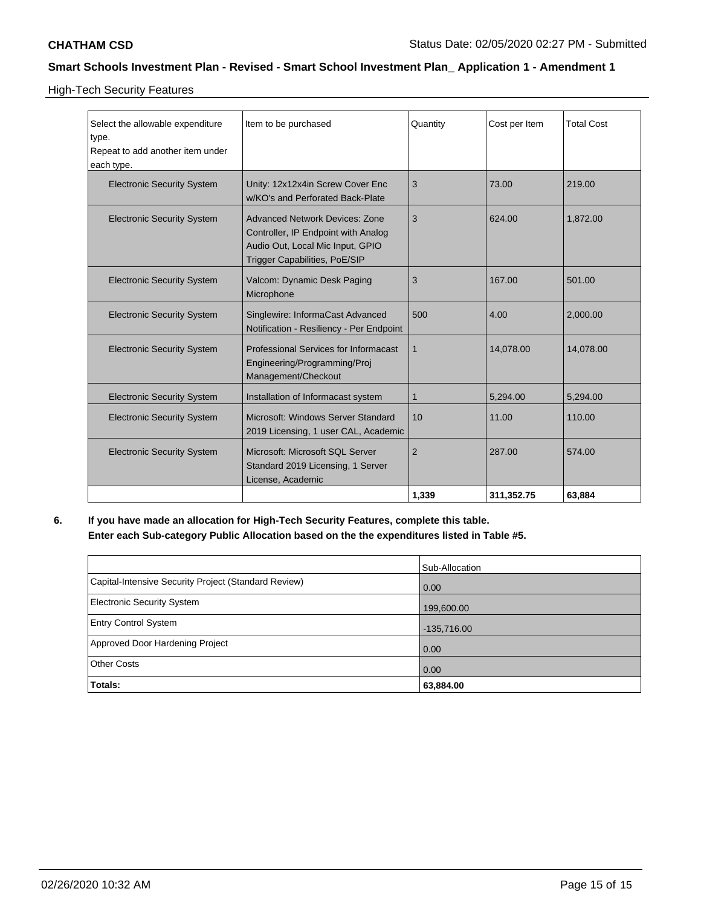High-Tech Security Features

| Select the allowable expenditure type. Repeat to add another item under each type. | Item to be purchased | Quantity | Cost per Item | Total Cost |
|---|---|---|---|---|
| Electronic Security System | Unity: 12x12x4in Screw Cover Enc w/KO's and Perforated Back-Plate | 3 | 73.00 | 219.00 |
| Electronic Security System | Advanced Network Devices: Zone Controller, IP Endpoint with Analog Audio Out, Local Mic Input, GPIO Trigger Capabilities, PoE/SIP | 3 | 624.00 | 1,872.00 |
| Electronic Security System | Valcom: Dynamic Desk Paging Microphone | 3 | 167.00 | 501.00 |
| Electronic Security System | Singlewire: InformaCast Advanced Notification - Resiliency - Per Endpoint | 500 | 4.00 | 2,000.00 |
| Electronic Security System | Professional Services for Informacast Engineering/Programming/Proj Management/Checkout | 1 | 14,078.00 | 14,078.00 |
| Electronic Security System | Installation of Informacast system | 1 | 5,294.00 | 5,294.00 |
| Electronic Security System | Microsoft: Windows Server Standard 2019 Licensing, 1 user CAL, Academic | 10 | 11.00 | 110.00 |
| Electronic Security System | Microsoft: Microsoft SQL Server Standard 2019 Licensing, 1 Server License, Academic | 2 | 287.00 | 574.00 |
| | | **1,339** | **311,352.75** | **63,884** |

**6. If you have made an allocation for High-Tech Security Features, complete this table. Enter each Sub-category Public Allocation based on the the expenditures listed in Table #5.**

| | Sub-Allocation |
|---|---|
| Capital-Intensive Security Project (Standard Review) | 0.00 |
| Electronic Security System | 199,600.00 |
| Entry Control System | -135,716.00 |
| Approved Door Hardening Project | 0.00 |
| Other Costs | 0.00 |
| **Totals:** | **63,884.00** |